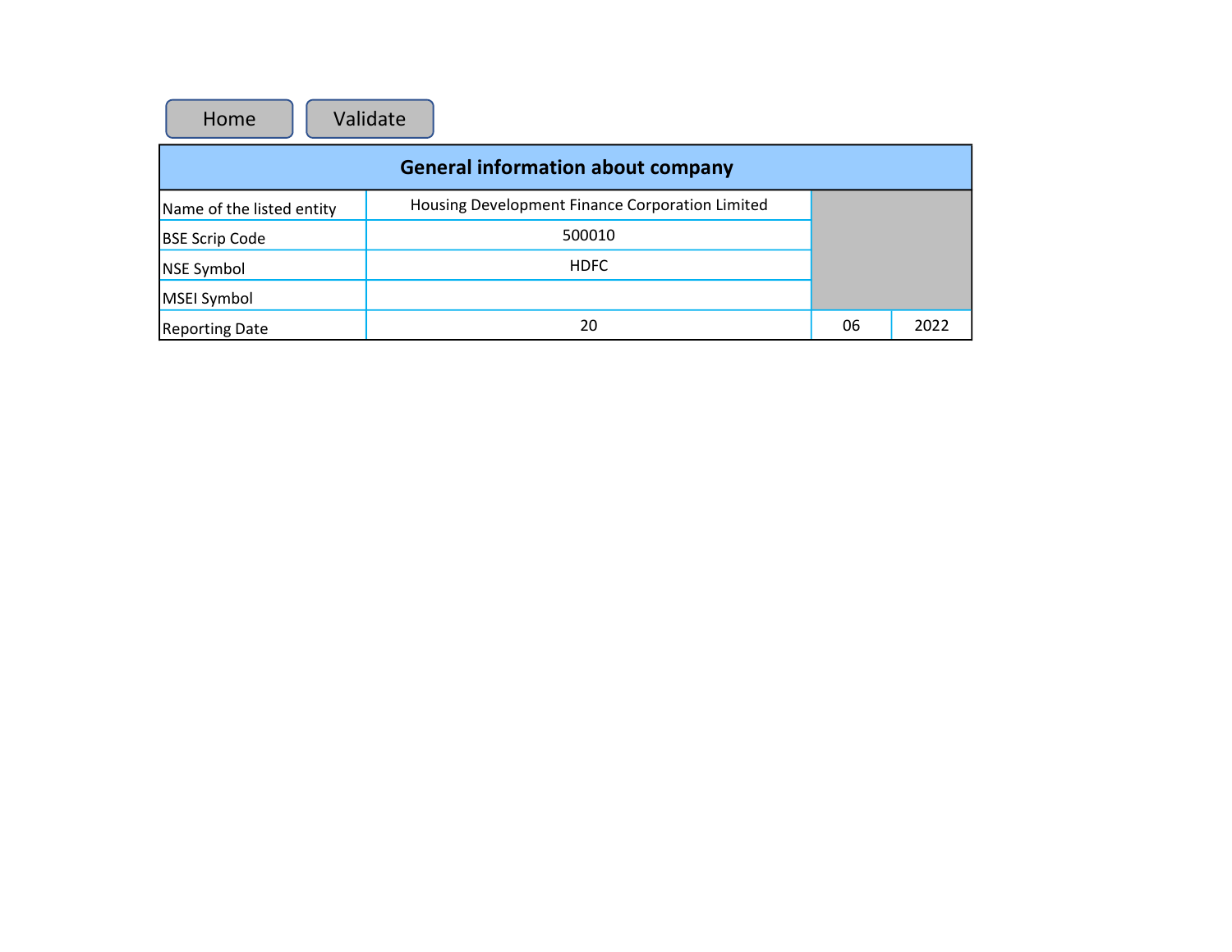Home Validate

| General information about company | | | |
|---|---|---|---|
| Name of the listed entity | Housing Development Finance Corporation Limited | | |
| BSE Scrip Code | 500010 | | |
| NSE Symbol | HDFC | | |
| MSEI Symbol | | | |
| Reporting Date | 20 | 06 | 2022 |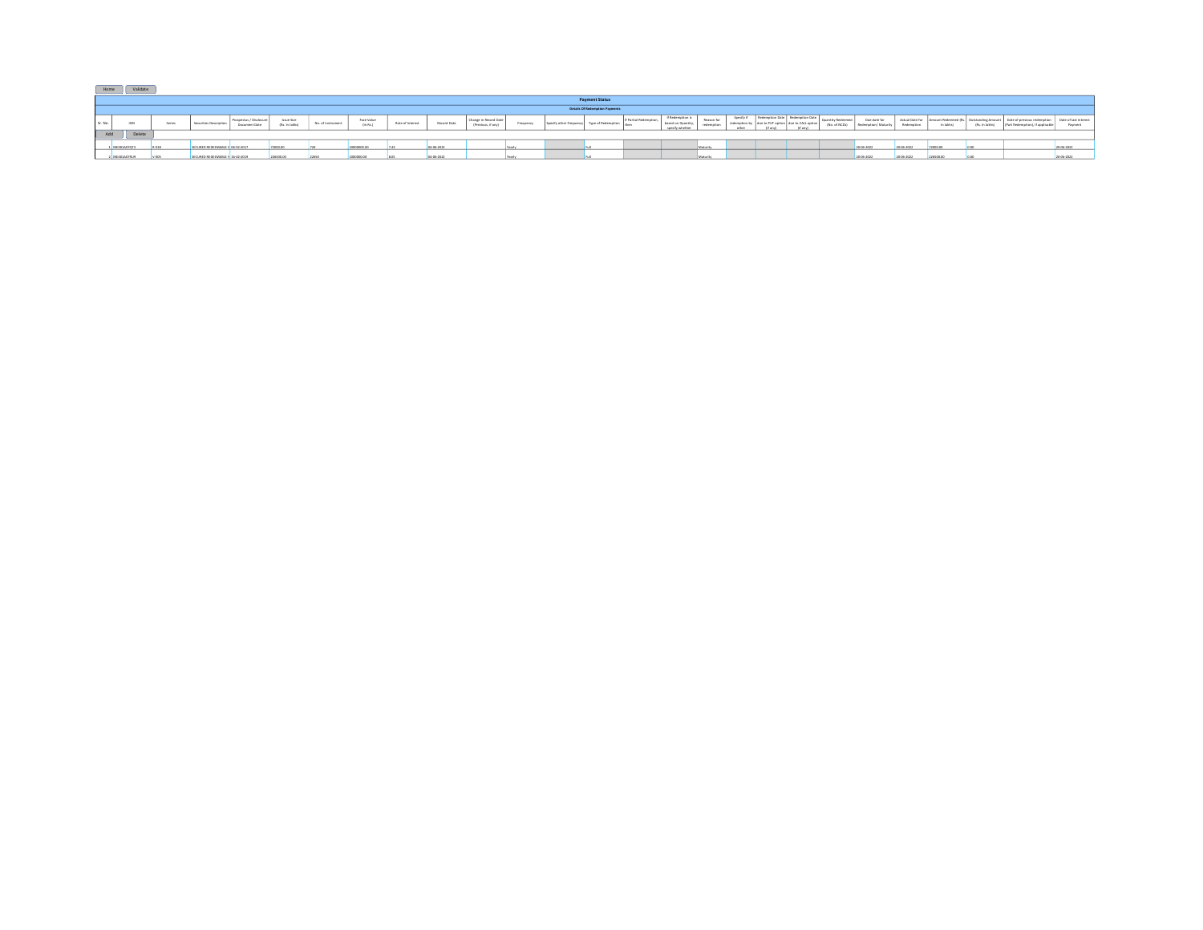Home Validate

| Payment Status | | | | | | | | | | | | | | | | | | | | | | | | | |
|---|---|---|---|---|---|---|---|---|---|---|---|---|---|---|---|---|---|---|---|---|---|---|---|---|---|
| Details Of Redemption Payments | | | | | | | | | | | | | | | | | | | | | | | | | |
| Sr. No. | ISIN | Series | Securities Description | Prospectus / Disclosure Document Date | Issue Size (Rs. In lakhs) | No. of instrument | Face Value (In Rs.) | Rate of Interest | Record Date | Change in Record Date (Previous, if any) | Frequency | Specify other Frequency | Type of Redemption | If Partial Redemption, then | If Redemption is based on Quantity, specify whether | Reason for redemption | Specify if redemption by other | Redemption Date due to PUT option (if any) | Redemption Date due to CALL option (if any) | Quantity Redeemed (No. of NCDs) | Due date for Redemption/ Maturity | Actual Date for Redemption | Amount Redeemed (Rs. In lakhs) | Outstanding Amount (Rs. In lakhs) | Date of previous redemption (Part Redemption), if applicable | Date of last Interest Payment |
| 1 | INE001A07QT3 | R-016 | SECURED REDEEMABLE N | 09-02-2017 | 72000.00 | 720 | 10000000.00 | 7.43 | 04-06-2022 | | Yearly | | Full | | | Maturity | | | | | 20-06-2022 | 20-06-2022 | 72000.00 | 0.00 | | 20-06-2022 |
| 2 | INE001A07RU9 | V-005 | SECURED REDEEMABLE N | 16-02-2019 | 228500.00 | 22850 | 1000000.00 | 8.05 | 04-06-2022 | | Yearly | | Full | | | Maturity | | | | | 20-06-2022 | 20-06-2022 | 228500.00 | 0.00 | | 20-06-2022 |

Add Delete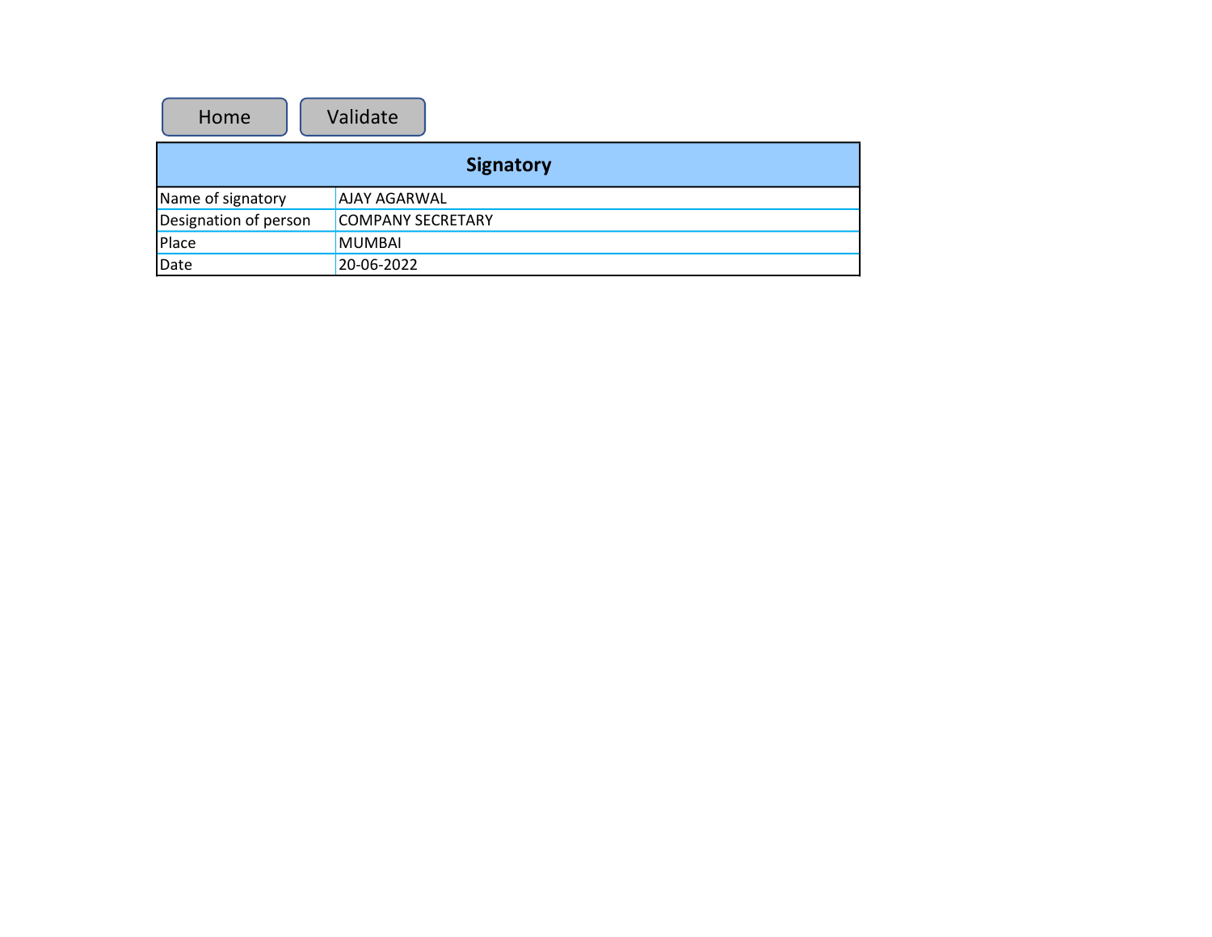Home Validate

| Signatory | |
|---|---|
| Name of signatory | AJAY AGARWAL |
| Designation of person | COMPANY SECRETARY |
| Place | MUMBAI |
| Date | 20-06-2022 |